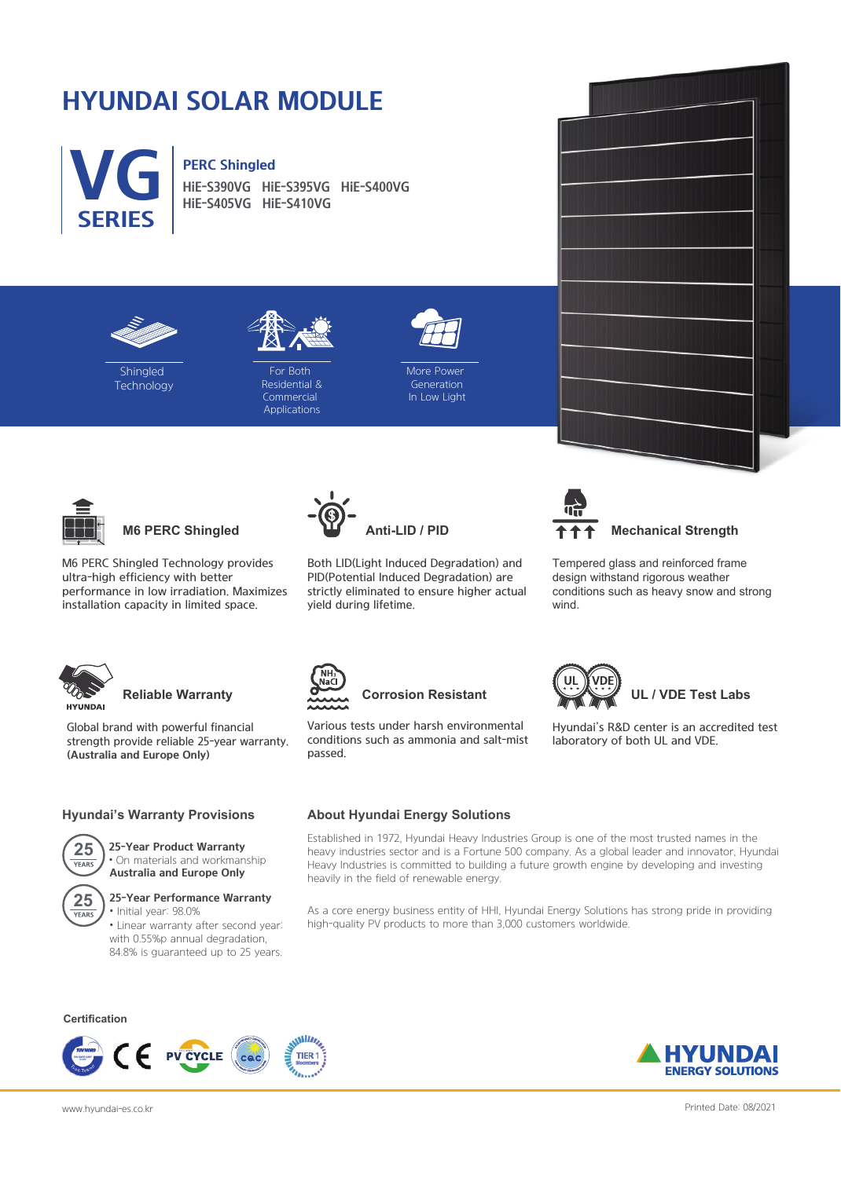# HYUNDAI SOLAR MODULE

## VG SERIES

**PERC Shingled**

HiE-S390VG HiE-S395VG HiE-S400VG
HiE-S405VG HiE-S410VG

Shingled Technology

For Both Residential & Commercial Applications

More Power Generation In Low Light

### M6 PERC Shingled

M6 PERC Shingled Technology provides ultra-high efficiency with better performance in low irradiation. Maximizes installation capacity in limited space.

### Anti-LID / PID

Both LID(Light Induced Degradation) and PID(Potential Induced Degradation) are strictly eliminated to ensure higher actual yield during lifetime.

### Mechanical Strength

Tempered glass and reinforced frame design withstand rigorous weather conditions such as heavy snow and strong wind.

### Reliable Warranty

Global brand with powerful financial strength provide reliable 25-year warranty. **(Australia and Europe Only)**

### Corrosion Resistant

Various tests under harsh environmental conditions such as ammonia and salt-mist passed.

### UL / VDE Test Labs

Hyundai's R&D center is an accredited test laboratory of both UL and VDE.

## Hyundai's Warranty Provisions

**25-Year Product Warranty**
- On materials and workmanship

**Australia and Europe Only**

**25-Year Performance Warranty**
- Initial year: 98.0%
- Linear warranty after second year: with 0.55%p annual degradation, 84.8% is guaranteed up to 25 years.

## About Hyundai Energy Solutions

Established in 1972, Hyundai Heavy Industries Group is one of the most trusted names in the heavy industries sector and is a Fortune 500 company. As a global leader and innovator, Hyundai Heavy Industries is committed to building a future growth engine by developing and investing heavily in the field of renewable energy.

As a core energy business entity of HHI, Hyundai Energy Solutions has strong pride in providing high-quality PV products to more than 3,000 customers worldwide.

**Certification**

HYUNDAI ENERGY SOLUTIONS

www.hyundai-es.co.kr

Printed Date: 08/2021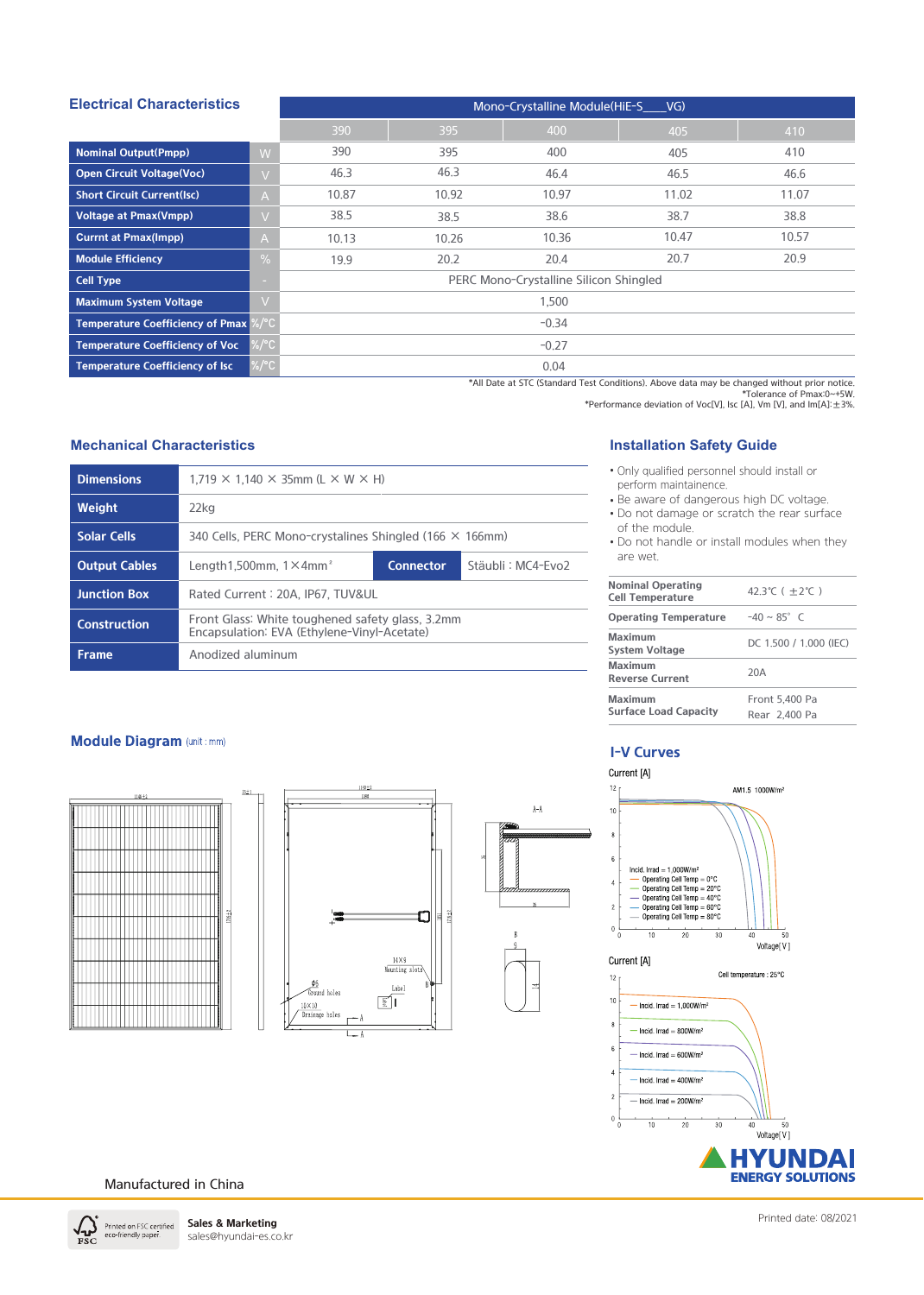## Electrical Characteristics

| | | Mono-Crystalline Module(HiE-S___VG) | | | | |
|---|---|---|---|---|---|---|
| | | 390 | 395 | 400 | 405 | 410 |
| Nominal Output(Pmpp) | W | 390 | 395 | 400 | 405 | 410 |
| Open Circuit Voltage(Voc) | V | 46.3 | 46.3 | 46.4 | 46.5 | 46.6 |
| Short Circuit Current(Isc) | A | 10.87 | 10.92 | 10.97 | 11.02 | 11.07 |
| Voltage at Pmax(Vmpp) | V | 38.5 | 38.5 | 38.6 | 38.7 | 38.8 |
| Currnt at Pmax(Impp) | A | 10.13 | 10.26 | 10.36 | 10.47 | 10.57 |
| Module Efficiency | % | 19.9 | 20.2 | 20.4 | 20.7 | 20.9 |
| Cell Type | - | PERC Mono-Crystalline Silicon Shingled | | | | |
| Maximum System Voltage | V | 1,500 | | | | |
| Temperature Coefficiency of Pmax | %/°C | -0.34 | | | | |
| Temperature Coefficiency of Voc | %/°C | -0.27 | | | | |
| Temperature Coefficiency of Isc | %/°C | 0.04 | | | | |

*All Date at STC (Standard Test Conditions). Above data may be changed without prior notice.
*Tolerance of Pmax:0~+5W.
*Performance deviation of Voc[V], Isc [A], Vm [V], and Im[A]:±3%.

## Mechanical Characteristics

| | | | |
|---|---|---|---|
| Dimensions | 1,719 × 1,140 × 35mm (L × W × H) | | |
| Weight | 22kg | | |
| Solar Cells | 340 Cells, PERC Mono-crystalines Shingled (166 × 166mm) | | |
| Output Cables | Length1,500mm, 1×4mm² | Connector | Stäubli : MC4-Evo2 |
| Junction Box | Rated Current : 20A, IP67, TUV&UL | | |
| Construction | Front Glass: White toughened safety glass, 3.2mm<br>Encapsulation: EVA (Ethylene-Vinyl-Acetate) | | |
| Frame | Anodized aluminum | | |

## Installation Safety Guide

- Only qualified personnel should install or perform maintainance.
- Be aware of dangerous high DC voltage.
- Do not damage or scratch the rear surface of the module.
- Do not handle or install modules when they are wet.

| | |
|---|---|
| Nominal Operating Cell Temperature | 42.3°C ( ±2°C ) |
| Operating Temperature | -40 ~ 85° C |
| Maximum System Voltage | DC 1.500 / 1.000 (IEC) |
| Maximum Reverse Current | 20A |
| Maximum Surface Load Capacity | Front 5,400 Pa<br>Rear 2,400 Pa |

## Module Diagram (unit : mm)

A-A

B

14×9 Mounting slots

Φ6 Ground holes

10×10 Drainage holes

Label

## I-V Curves

Current [A]

AM1.5 1000W/m²

Incid. Irrad = 1,000W/m²
Operating Cell Temp = 0°C
Operating Cell Temp = 20°C
Operating Cell Temp = 40°C
Operating Cell Temp = 60°C
Operating Cell Temp = 80°C

Voltage[ V ]

Current [A]

Cell temperature : 25°C

Incid. Irrad = 1,000W/m²
Incid. Irrad = 800W/m²
Incid. Irrad = 600W/m²
Incid. Irrad = 400W/m²
Incid. Irrad = 200W/m²

Voltage[ V ]

HYUNDAI ENERGY SOLUTIONS

Manufactured in China

Printed on FSC certified eco-friendly paper.

**Sales & Marketing**
sales@hyundai-es.co.kr

Printed date: 08/2021